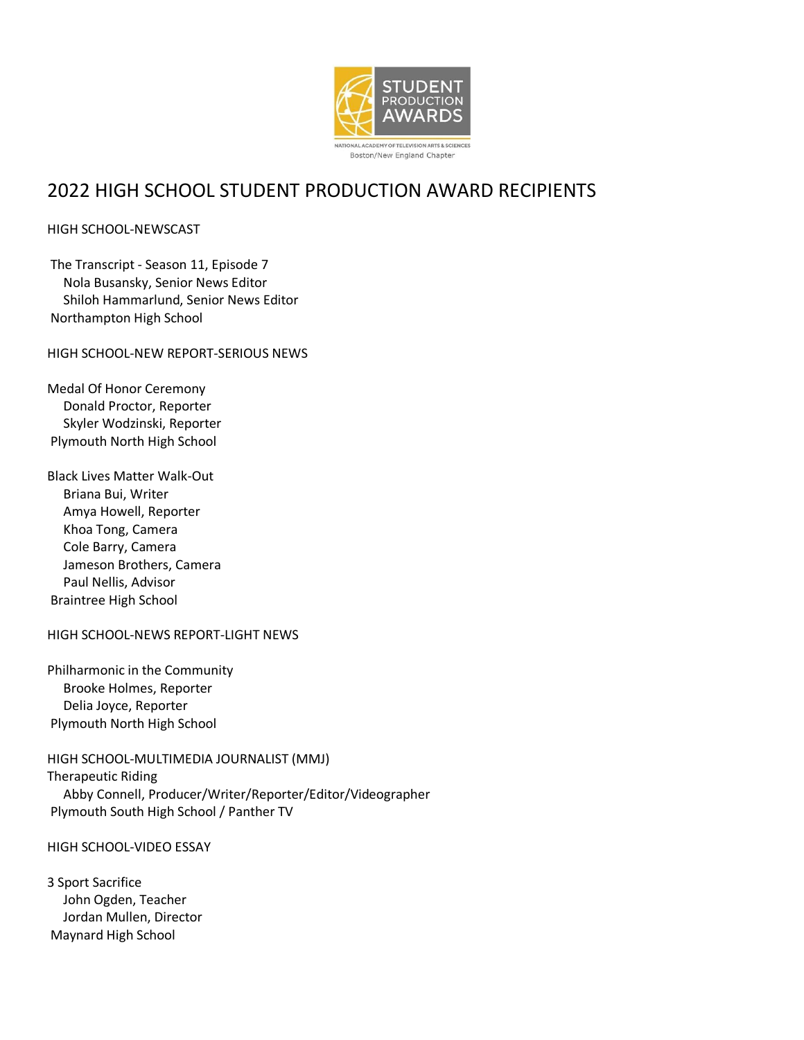STUDENT PRODUCTION AWARDS

NATIONAL ACADEMY OF TELEVISION ARTS & SCIENCES
Boston/New England Chapter

# 2022 HIGH SCHOOL STUDENT PRODUCTION AWARD RECIPIENTS

## HIGH SCHOOL-NEWSCAST

The Transcript - Season 11, Episode 7
Nola Busansky, Senior News Editor
Shiloh Hammarlund, Senior News Editor
Northampton High School

## HIGH SCHOOL-NEW REPORT-SERIOUS NEWS

Medal Of Honor Ceremony
Donald Proctor, Reporter
Skyler Wodzinski, Reporter
Plymouth North High School

Black Lives Matter Walk-Out
Briana Bui, Writer
Amya Howell, Reporter
Khoa Tong, Camera
Cole Barry, Camera
Jameson Brothers, Camera
Paul Nellis, Advisor
Braintree High School

## HIGH SCHOOL-NEWS REPORT-LIGHT NEWS

Philharmonic in the Community
Brooke Holmes, Reporter
Delia Joyce, Reporter
Plymouth North High School

## HIGH SCHOOL-MULTIMEDIA JOURNALIST (MMJ)

Therapeutic Riding
Abby Connell, Producer/Writer/Reporter/Editor/Videographer
Plymouth South High School / Panther TV

## HIGH SCHOOL-VIDEO ESSAY

3 Sport Sacrifice
John Ogden, Teacher
Jordan Mullen, Director
Maynard High School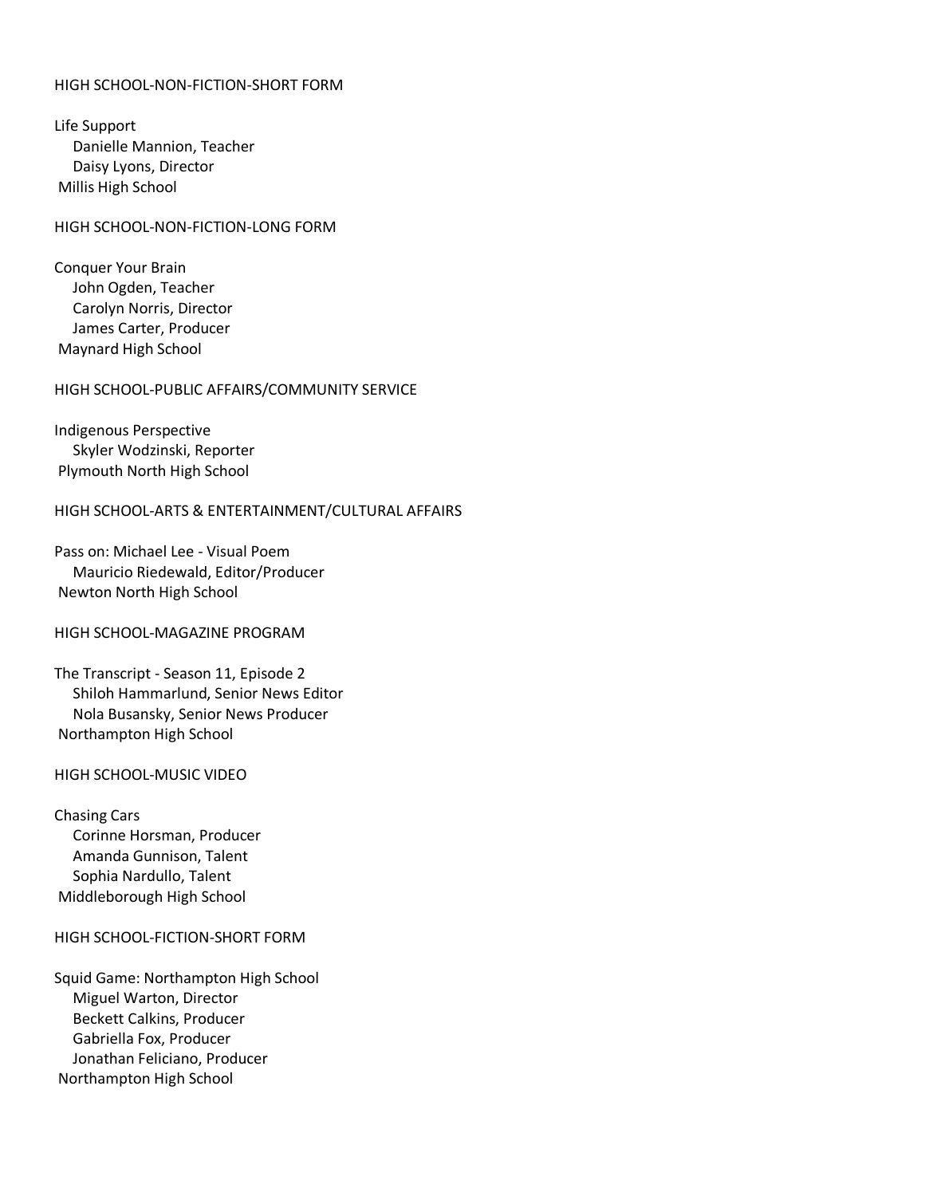HIGH SCHOOL-NON-FICTION-SHORT FORM

Life Support
- Danielle Mannion, Teacher
- Daisy Lyons, Director

Millis High School

HIGH SCHOOL-NON-FICTION-LONG FORM

Conquer Your Brain
- John Ogden, Teacher
- Carolyn Norris, Director
- James Carter, Producer

Maynard High School

HIGH SCHOOL-PUBLIC AFFAIRS/COMMUNITY SERVICE

Indigenous Perspective
- Skyler Wodzinski, Reporter

Plymouth North High School

HIGH SCHOOL-ARTS & ENTERTAINMENT/CULTURAL AFFAIRS

Pass on: Michael Lee - Visual Poem
- Mauricio Riedewald, Editor/Producer

Newton North High School

HIGH SCHOOL-MAGAZINE PROGRAM

The Transcript - Season 11, Episode 2
- Shiloh Hammarlund, Senior News Editor
- Nola Busansky, Senior News Producer

Northampton High School

HIGH SCHOOL-MUSIC VIDEO

Chasing Cars
- Corinne Horsman, Producer
- Amanda Gunnison, Talent
- Sophia Nardullo, Talent

Middleborough High School

HIGH SCHOOL-FICTION-SHORT FORM

Squid Game: Northampton High School
- Miguel Warton, Director
- Beckett Calkins, Producer
- Gabriella Fox, Producer
- Jonathan Feliciano, Producer

Northampton High School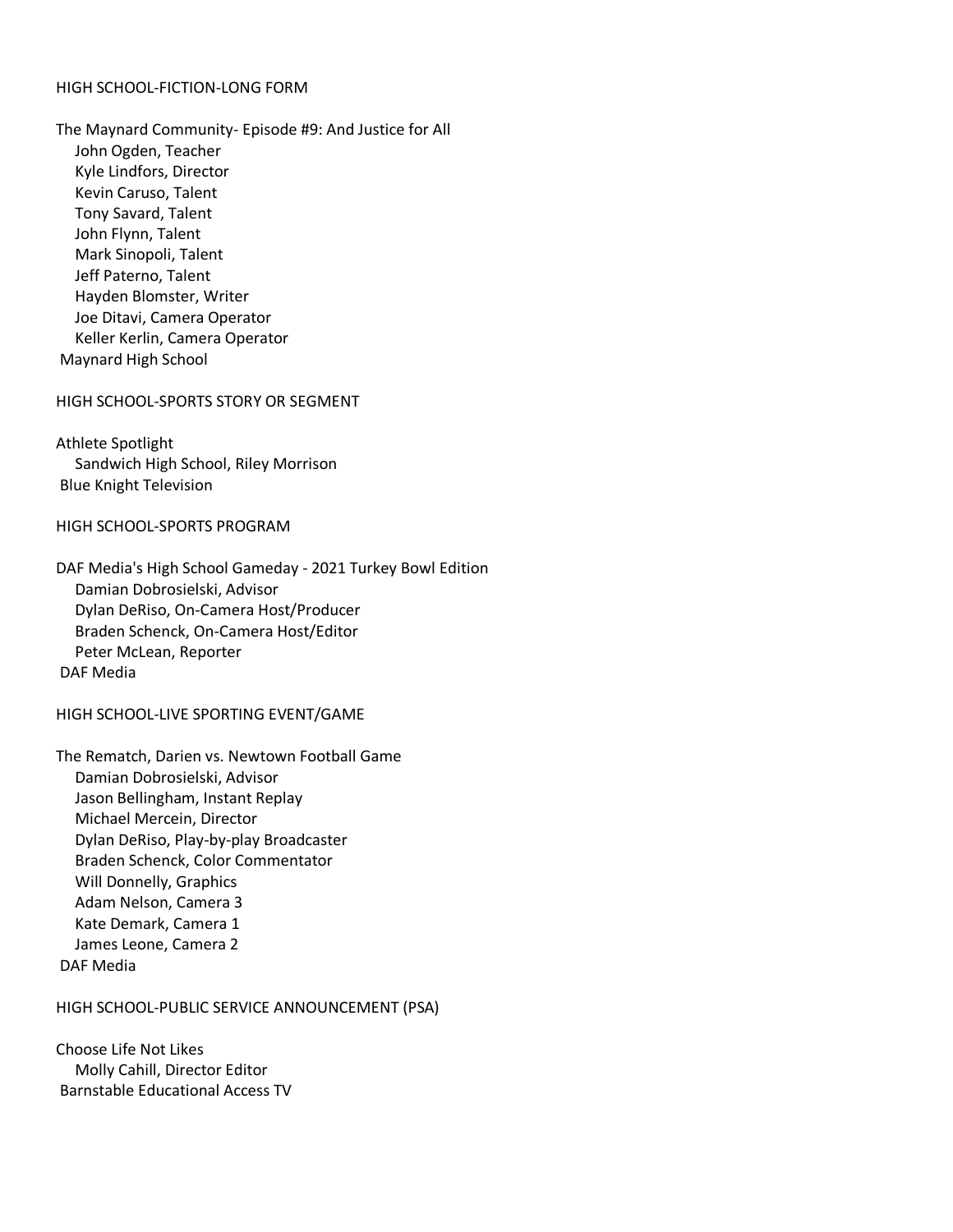## HIGH SCHOOL-FICTION-LONG FORM

The Maynard Community- Episode #9: And Justice for All
- John Ogden, Teacher
- Kyle Lindfors, Director
- Kevin Caruso, Talent
- Tony Savard, Talent
- John Flynn, Talent
- Mark Sinopoli, Talent
- Jeff Paterno, Talent
- Hayden Blomster, Writer
- Joe Ditavi, Camera Operator
- Keller Kerlin, Camera Operator

Maynard High School

## HIGH SCHOOL-SPORTS STORY OR SEGMENT

Athlete Spotlight
- Sandwich High School, Riley Morrison

Blue Knight Television

## HIGH SCHOOL-SPORTS PROGRAM

DAF Media's High School Gameday - 2021 Turkey Bowl Edition
- Damian Dobrosielski, Advisor
- Dylan DeRiso, On-Camera Host/Producer
- Braden Schenck, On-Camera Host/Editor
- Peter McLean, Reporter

DAF Media

## HIGH SCHOOL-LIVE SPORTING EVENT/GAME

The Rematch, Darien vs. Newtown Football Game
- Damian Dobrosielski, Advisor
- Jason Bellingham, Instant Replay
- Michael Mercein, Director
- Dylan DeRiso, Play-by-play Broadcaster
- Braden Schenck, Color Commentator
- Will Donnelly, Graphics
- Adam Nelson, Camera 3
- Kate Demark, Camera 1
- James Leone, Camera 2

DAF Media

## HIGH SCHOOL-PUBLIC SERVICE ANNOUNCEMENT (PSA)

Choose Life Not Likes
- Molly Cahill, Director Editor

Barnstable Educational Access TV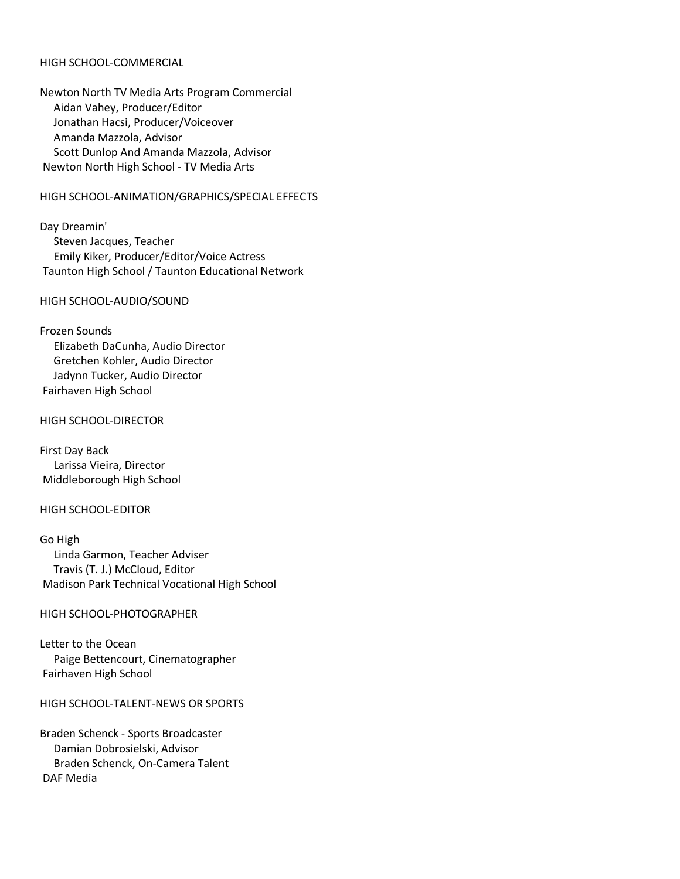## HIGH SCHOOL-COMMERCIAL

Newton North TV Media Arts Program Commercial
- Aidan Vahey, Producer/Editor
- Jonathan Hacsi, Producer/Voiceover
- Amanda Mazzola, Advisor
- Scott Dunlop And Amanda Mazzola, Advisor

Newton North High School - TV Media Arts

## HIGH SCHOOL-ANIMATION/GRAPHICS/SPECIAL EFFECTS

Day Dreamin'
- Steven Jacques, Teacher
- Emily Kiker, Producer/Editor/Voice Actress

Taunton High School / Taunton Educational Network

## HIGH SCHOOL-AUDIO/SOUND

Frozen Sounds
- Elizabeth DaCunha, Audio Director
- Gretchen Kohler, Audio Director
- Jadynn Tucker, Audio Director

Fairhaven High School

## HIGH SCHOOL-DIRECTOR

First Day Back
- Larissa Vieira, Director

Middleborough High School

## HIGH SCHOOL-EDITOR

Go High
- Linda Garmon, Teacher Adviser
- Travis (T. J.) McCloud, Editor

Madison Park Technical Vocational High School

## HIGH SCHOOL-PHOTOGRAPHER

Letter to the Ocean
- Paige Bettencourt, Cinematographer

Fairhaven High School

## HIGH SCHOOL-TALENT-NEWS OR SPORTS

Braden Schenck - Sports Broadcaster
- Damian Dobrosielski, Advisor
- Braden Schenck, On-Camera Talent

DAF Media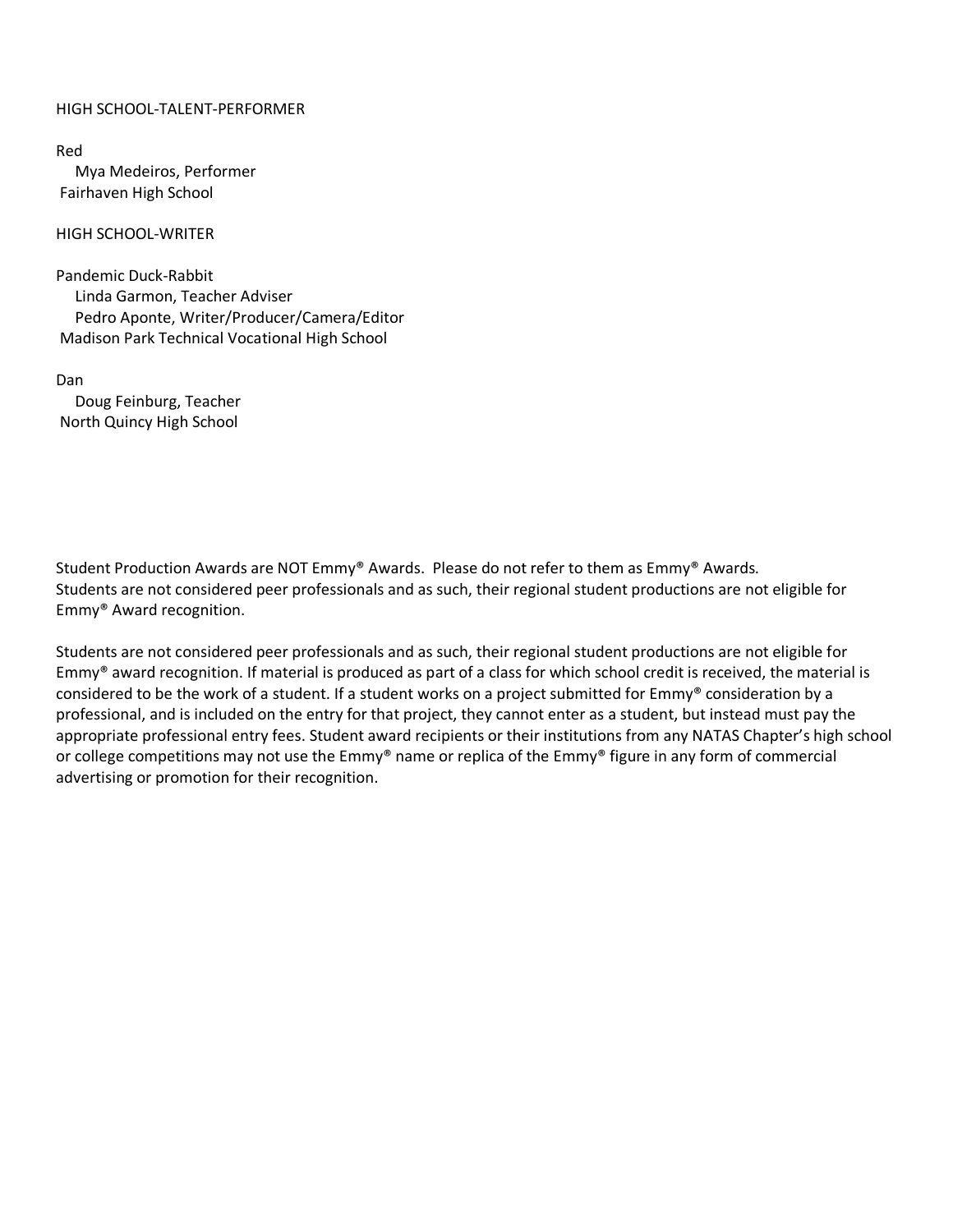## HIGH SCHOOL-TALENT-PERFORMER

Red
Mya Medeiros, Performer
Fairhaven High School

## HIGH SCHOOL-WRITER

Pandemic Duck-Rabbit
Linda Garmon, Teacher Adviser
Pedro Aponte, Writer/Producer/Camera/Editor
Madison Park Technical Vocational High School

Dan
Doug Feinburg, Teacher
North Quincy High School

Student Production Awards are NOT Emmy® Awards. Please do not refer to them as Emmy® Awards.
Students are not considered peer professionals and as such, their regional student productions are not eligible for Emmy® Award recognition.

Students are not considered peer professionals and as such, their regional student productions are not eligible for Emmy® award recognition. If material is produced as part of a class for which school credit is received, the material is considered to be the work of a student. If a student works on a project submitted for Emmy® consideration by a professional, and is included on the entry for that project, they cannot enter as a student, but instead must pay the appropriate professional entry fees. Student award recipients or their institutions from any NATAS Chapter's high school or college competitions may not use the Emmy® name or replica of the Emmy® figure in any form of commercial advertising or promotion for their recognition.